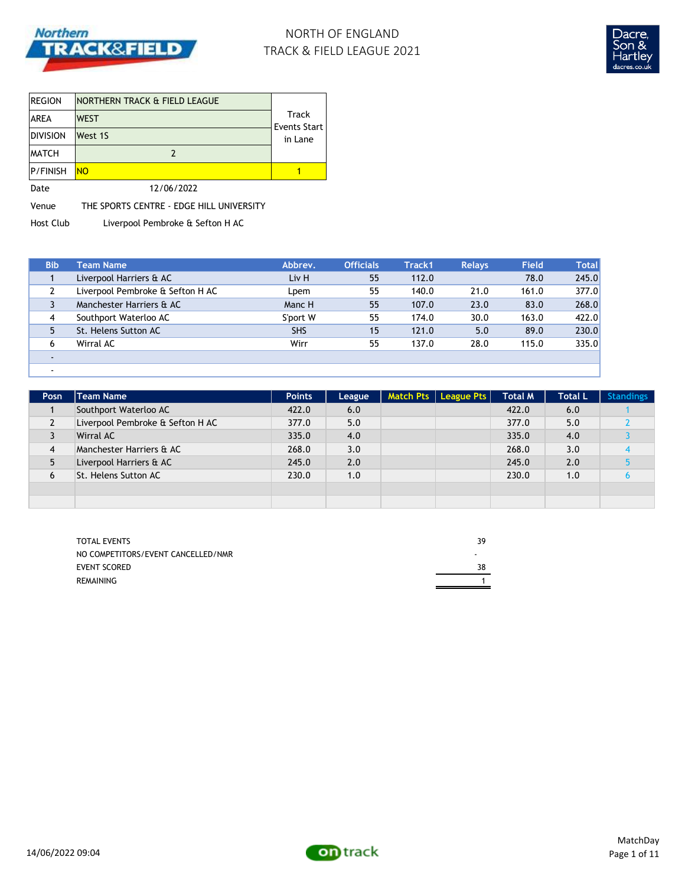# NORTH OF ENGLAND
# TRACK & FIELD LEAGUE 2021

| REGION | NORTHERN TRACK & FIELD LEAGUE | Track Events Start in Lane |
|---|---|---|
| AREA | WEST | |
| DIVISION | West 1S | |
| MATCH | 2 | |
| P/FINISH | NO | 1 |

Date 12/06/2022

Venue THE SPORTS CENTRE - EDGE HILL UNIVERSITY

Host Club Liverpool Pembroke & Sefton H AC

| Bib | Team Name | Abbrev. | Officials | Track1 | Relays | Field | Total |
|---|---|---|---|---|---|---|---|
| 1 | Liverpool Harriers & AC | Liv H | 55 | 112.0 | | 78.0 | 245.0 |
| 2 | Liverpool Pembroke & Sefton H AC | Lpem | 55 | 140.0 | 21.0 | 161.0 | 377.0 |
| 3 | Manchester Harriers & AC | Manc H | 55 | 107.0 | 23.0 | 83.0 | 268.0 |
| 4 | Southport Waterloo AC | S'port W | 55 | 174.0 | 30.0 | 163.0 | 422.0 |
| 5 | St. Helens Sutton AC | SHS | 15 | 121.0 | 5.0 | 89.0 | 230.0 |
| 6 | Wirral AC | Wirr | 55 | 137.0 | 28.0 | 115.0 | 335.0 |
| - | | | | | | | |
| - | | | | | | | |

| Posn | Team Name | Points | League | Match Pts | League Pts | Total M | Total L | Standings |
|---|---|---|---|---|---|---|---|---|
| 1 | Southport Waterloo AC | 422.0 | 6.0 | | | 422.0 | 6.0 | 1 |
| 2 | Liverpool Pembroke & Sefton H AC | 377.0 | 5.0 | | | 377.0 | 5.0 | 2 |
| 3 | Wirral AC | 335.0 | 4.0 | | | 335.0 | 4.0 | 3 |
| 4 | Manchester Harriers & AC | 268.0 | 3.0 | | | 268.0 | 3.0 | 4 |
| 5 | Liverpool Harriers & AC | 245.0 | 2.0 | | | 245.0 | 2.0 | 5 |
| 6 | St. Helens Sutton AC | 230.0 | 1.0 | | | 230.0 | 1.0 | 6 |
| | | | | | | | | |
| | | | | | | | | |

| | |
|---|---|
| TOTAL EVENTS | 39 |
| NO COMPETITORS/EVENT CANCELLED/NMR | - |
| EVENT SCORED | 38 |
| REMAINING | 1 |

14/06/2022 09:04

MatchDay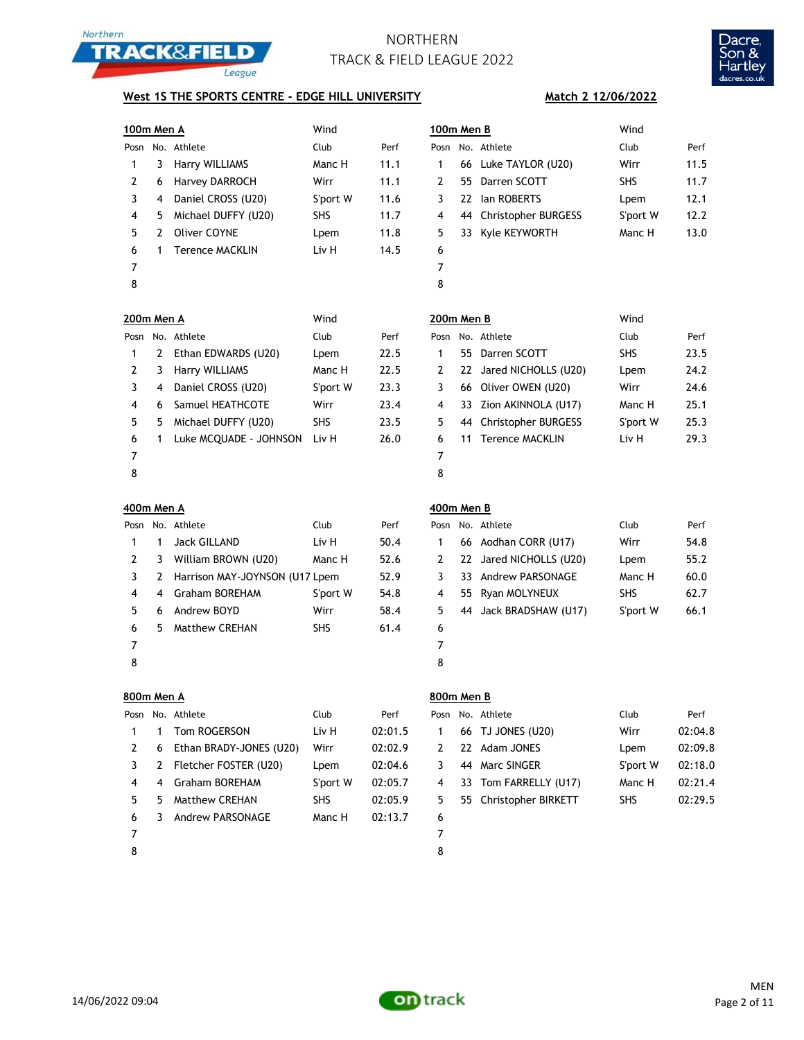NORTHERN
TRACK & FIELD LEAGUE 2022

**West 1S THE SPORTS CENTRE - EDGE HILL UNIVERSITY** **Match 2 12/06/2022**

### 100m Men A

Wind

| Posn | No. | Athlete | Club | Perf |
|---|---|---|---|---|
| 1 | 3 | Harry WILLIAMS | Manc H | 11.1 |
| 2 | 6 | Harvey DARROCH | Wirr | 11.1 |
| 3 | 4 | Daniel CROSS (U20) | S'port W | 11.6 |
| 4 | 5 | Michael DUFFY (U20) | SHS | 11.7 |
| 5 | 2 | Oliver COYNE | Lpem | 11.8 |
| 6 | 1 | Terence MACKLIN | Liv H | 14.5 |
| 7 | | | | |
| 8 | | | | |

### 100m Men B

Wind

| Posn | No. | Athlete | Club | Perf |
|---|---|---|---|---|
| 1 | 66 | Luke TAYLOR (U20) | Wirr | 11.5 |
| 2 | 55 | Darren SCOTT | SHS | 11.7 |
| 3 | 22 | Ian ROBERTS | Lpem | 12.1 |
| 4 | 44 | Christopher BURGESS | S'port W | 12.2 |
| 5 | 33 | Kyle KEYWORTH | Manc H | 13.0 |
| 6 | | | | |
| 7 | | | | |
| 8 | | | | |

### 200m Men A

Wind

| Posn | No. | Athlete | Club | Perf |
|---|---|---|---|---|
| 1 | 2 | Ethan EDWARDS (U20) | Lpem | 22.5 |
| 2 | 3 | Harry WILLIAMS | Manc H | 22.5 |
| 3 | 4 | Daniel CROSS (U20) | S'port W | 23.3 |
| 4 | 6 | Samuel HEATHCOTE | Wirr | 23.4 |
| 5 | 5 | Michael DUFFY (U20) | SHS | 23.5 |
| 6 | 1 | Luke MCQUADE - JOHNSON | Liv H | 26.0 |
| 7 | | | | |
| 8 | | | | |

### 200m Men B

Wind

| Posn | No. | Athlete | Club | Perf |
|---|---|---|---|---|
| 1 | 55 | Darren SCOTT | SHS | 23.5 |
| 2 | 22 | Jared NICHOLLS (U20) | Lpem | 24.2 |
| 3 | 66 | Oliver OWEN (U20) | Wirr | 24.6 |
| 4 | 33 | Zion AKINNOLA (U17) | Manc H | 25.1 |
| 5 | 44 | Christopher BURGESS | S'port W | 25.3 |
| 6 | 11 | Terence MACKLIN | Liv H | 29.3 |
| 7 | | | | |
| 8 | | | | |

### 400m Men A

| Posn | No. | Athlete | Club | Perf |
|---|---|---|---|---|
| 1 | 1 | Jack GILLAND | Liv H | 50.4 |
| 2 | 3 | William BROWN (U20) | Manc H | 52.6 |
| 3 | 2 | Harrison MAY-JOYNSON (U17 | Lpem | 52.9 |
| 4 | 4 | Graham BOREHAM | S'port W | 54.8 |
| 5 | 6 | Andrew BOYD | Wirr | 58.4 |
| 6 | 5 | Matthew CREHAN | SHS | 61.4 |
| 7 | | | | |
| 8 | | | | |

### 400m Men B

| Posn | No. | Athlete | Club | Perf |
|---|---|---|---|---|
| 1 | 66 | Aodhan CORR (U17) | Wirr | 54.8 |
| 2 | 22 | Jared NICHOLLS (U20) | Lpem | 55.2 |
| 3 | 33 | Andrew PARSONAGE | Manc H | 60.0 |
| 4 | 55 | Ryan MOLYNEUX | SHS | 62.7 |
| 5 | 44 | Jack BRADSHAW (U17) | S'port W | 66.1 |
| 6 | | | | |
| 7 | | | | |
| 8 | | | | |

### 800m Men A

| Posn | No. | Athlete | Club | Perf |
|---|---|---|---|---|
| 1 | 1 | Tom ROGERSON | Liv H | 02:01.5 |
| 2 | 6 | Ethan BRADY-JONES (U20) | Wirr | 02:02.9 |
| 3 | 2 | Fletcher FOSTER (U20) | Lpem | 02:04.6 |
| 4 | 4 | Graham BOREHAM | S'port W | 02:05.7 |
| 5 | 5 | Matthew CREHAN | SHS | 02:05.9 |
| 6 | 3 | Andrew PARSONAGE | Manc H | 02:13.7 |
| 7 | | | | |
| 8 | | | | |

### 800m Men B

| Posn | No. | Athlete | Club | Perf |
|---|---|---|---|---|
| 1 | 66 | TJ JONES (U20) | Wirr | 02:04.8 |
| 2 | 22 | Adam JONES | Lpem | 02:09.8 |
| 3 | 44 | Marc SINGER | S'port W | 02:18.0 |
| 4 | 33 | Tom FARRELLY (U17) | Manc H | 02:21.4 |
| 5 | 55 | Christopher BIRKETT | SHS | 02:29.5 |
| 6 | | | | |
| 7 | | | | |
| 8 | | | | |

14/06/2022 09:04

MEN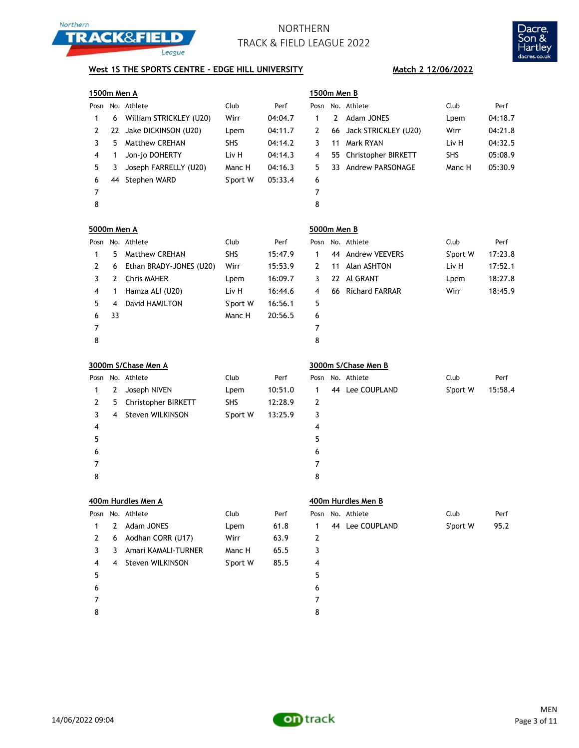# NORTHERN TRACK & FIELD LEAGUE 2022

**West 1S THE SPORTS CENTRE - EDGE HILL UNIVERSITY** | **Match 2 12/06/2022**

### 1500m Men A

| Posn | No. | Athlete | Club | Perf |
|---|---|---|---|---|
| 1 | 6 | William STRICKLEY (U20) | Wirr | 04:04.7 |
| 2 | 22 | Jake DICKINSON (U20) | Lpem | 04:11.7 |
| 3 | 5 | Matthew CREHAN | SHS | 04:14.2 |
| 4 | 1 | Jon-jo DOHERTY | Liv H | 04:14.3 |
| 5 | 3 | Joseph FARRELLY (U20) | Manc H | 04:16.3 |
| 6 | 44 | Stephen WARD | S'port W | 05:33.4 |
| 7 | | | | |
| 8 | | | | |

### 1500m Men B

| Posn | No. | Athlete | Club | Perf |
|---|---|---|---|---|
| 1 | 2 | Adam JONES | Lpem | 04:18.7 |
| 2 | 66 | Jack STRICKLEY (U20) | Wirr | 04:21.8 |
| 3 | 11 | Mark RYAN | Liv H | 04:32.5 |
| 4 | 55 | Christopher BIRKETT | SHS | 05:08.9 |
| 5 | 33 | Andrew PARSONAGE | Manc H | 05:30.9 |
| 6 | | | | |
| 7 | | | | |
| 8 | | | | |

### 5000m Men A

| Posn | No. | Athlete | Club | Perf |
|---|---|---|---|---|
| 1 | 5 | Matthew CREHAN | SHS | 15:47.9 |
| 2 | 6 | Ethan BRADY-JONES (U20) | Wirr | 15:53.9 |
| 3 | 2 | Chris MAHER | Lpem | 16:09.7 |
| 4 | 1 | Hamza ALI (U20) | Liv H | 16:44.6 |
| 5 | 4 | David HAMILTON | S'port W | 16:56.1 |
| 6 | 33 | | Manc H | 20:56.5 |
| 7 | | | | |
| 8 | | | | |

### 5000m Men B

| Posn | No. | Athlete | Club | Perf |
|---|---|---|---|---|
| 1 | 44 | Andrew VEEVERS | S'port W | 17:23.8 |
| 2 | 11 | Alan ASHTON | Liv H | 17:52.1 |
| 3 | 22 | Al GRANT | Lpem | 18:27.8 |
| 4 | 66 | Richard FARRAR | Wirr | 18:45.9 |
| 5 | | | | |
| 6 | | | | |
| 7 | | | | |
| 8 | | | | |

### 3000m S/Chase Men A

| Posn | No. | Athlete | Club | Perf |
|---|---|---|---|---|
| 1 | 2 | Joseph NIVEN | Lpem | 10:51.0 |
| 2 | 5 | Christopher BIRKETT | SHS | 12:28.9 |
| 3 | 4 | Steven WILKINSON | S'port W | 13:25.9 |
| 4 | | | | |
| 5 | | | | |
| 6 | | | | |
| 7 | | | | |
| 8 | | | | |

### 3000m S/Chase Men B

| Posn | No. | Athlete | Club | Perf |
|---|---|---|---|---|
| 1 | 44 | Lee COUPLAND | S'port W | 15:58.4 |
| 2 | | | | |
| 3 | | | | |
| 4 | | | | |
| 5 | | | | |
| 6 | | | | |
| 7 | | | | |
| 8 | | | | |

### 400m Hurdles Men A

| Posn | No. | Athlete | Club | Perf |
|---|---|---|---|---|
| 1 | 2 | Adam JONES | Lpem | 61.8 |
| 2 | 6 | Aodhan CORR (U17) | Wirr | 63.9 |
| 3 | 3 | Amari KAMALI-TURNER | Manc H | 65.5 |
| 4 | 4 | Steven WILKINSON | S'port W | 85.5 |
| 5 | | | | |
| 6 | | | | |
| 7 | | | | |
| 8 | | | | |

### 400m Hurdles Men B

| Posn | No. | Athlete | Club | Perf |
|---|---|---|---|---|
| 1 | 44 | Lee COUPLAND | S'port W | 95.2 |
| 2 | | | | |
| 3 | | | | |
| 4 | | | | |
| 5 | | | | |
| 6 | | | | |
| 7 | | | | |
| 8 | | | | |

14/06/2022 09:04

MEN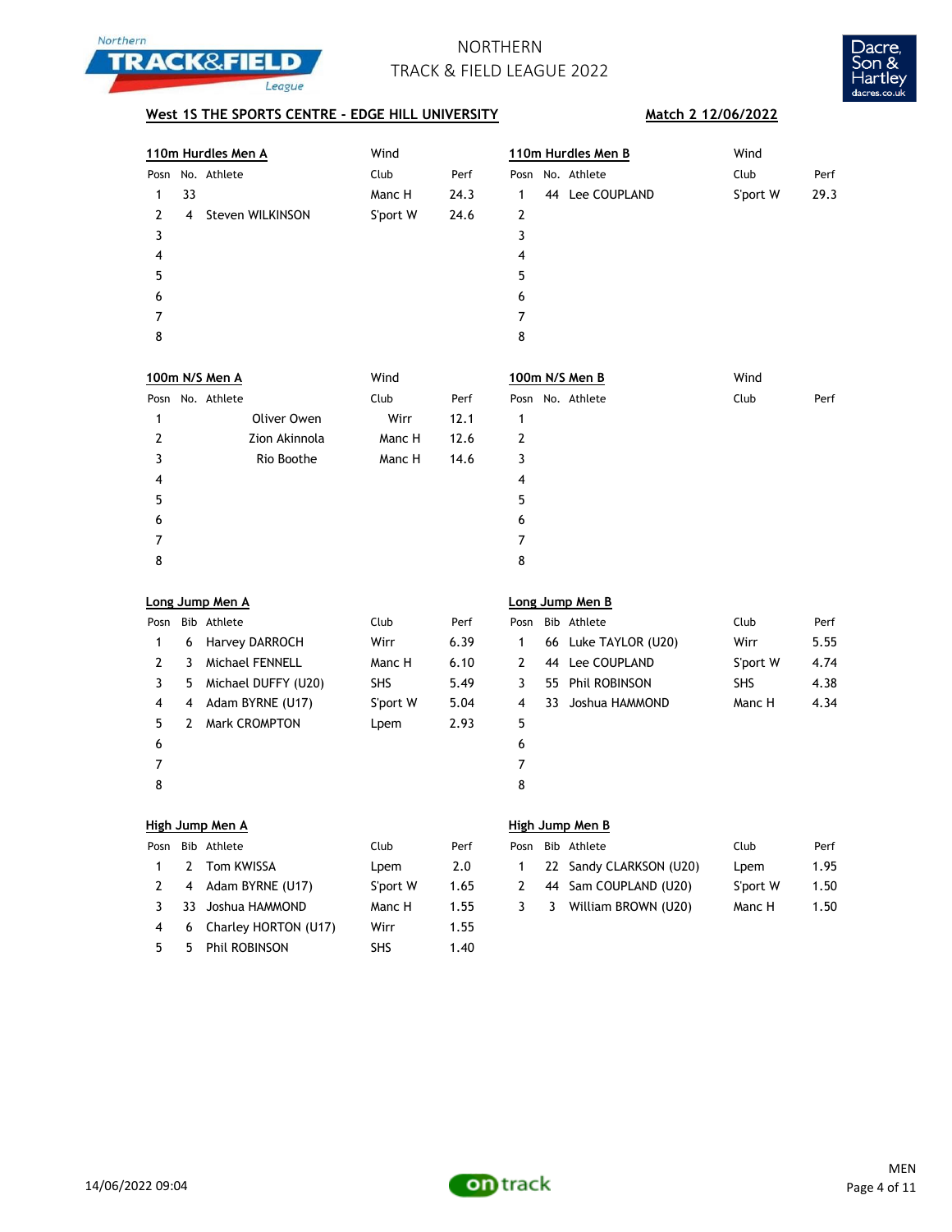# NORTHERN TRACK & FIELD LEAGUE 2022

**West 1S THE SPORTS CENTRE - EDGE HILL UNIVERSITY** **Match 2 12/06/2022**

### 110m Hurdles Men A

Wind

| Posn | No. | Athlete | Club | Perf |
|---|---|---|---|---|
| 1 | 33 | | Manc H | 24.3 |
| 2 | 4 | Steven WILKINSON | S'port W | 24.6 |
| 3 | | | | |
| 4 | | | | |
| 5 | | | | |
| 6 | | | | |
| 7 | | | | |
| 8 | | | | |

### 110m Hurdles Men B

Wind

| Posn | No. | Athlete | Club | Perf |
|---|---|---|---|---|
| 1 | 44 | Lee COUPLAND | S'port W | 29.3 |
| 2 | | | | |
| 3 | | | | |
| 4 | | | | |
| 5 | | | | |
| 6 | | | | |
| 7 | | | | |
| 8 | | | | |

### 100m N/S Men A

Wind

| Posn | No. | Athlete | Club | Perf |
|---|---|---|---|---|
| 1 | | Oliver Owen | Wirr | 12.1 |
| 2 | | Zion Akinnola | Manc H | 12.6 |
| 3 | | Rio Boothe | Manc H | 14.6 |
| 4 | | | | |
| 5 | | | | |
| 6 | | | | |
| 7 | | | | |
| 8 | | | | |

### 100m N/S Men B

Wind

| Posn | No. | Athlete | Club | Perf |
|---|---|---|---|---|
| 1 | | | | |
| 2 | | | | |
| 3 | | | | |
| 4 | | | | |
| 5 | | | | |
| 6 | | | | |
| 7 | | | | |
| 8 | | | | |

### Long Jump Men A

| Posn | Bib | Athlete | Club | Perf |
|---|---|---|---|---|
| 1 | 6 | Harvey DARROCH | Wirr | 6.39 |
| 2 | 3 | Michael FENNELL | Manc H | 6.10 |
| 3 | 5 | Michael DUFFY (U20) | SHS | 5.49 |
| 4 | 4 | Adam BYRNE (U17) | S'port W | 5.04 |
| 5 | 2 | Mark CROMPTON | Lpem | 2.93 |
| 6 | | | | |
| 7 | | | | |
| 8 | | | | |

### Long Jump Men B

| Posn | Bib | Athlete | Club | Perf |
|---|---|---|---|---|
| 1 | 66 | Luke TAYLOR (U20) | Wirr | 5.55 |
| 2 | 44 | Lee COUPLAND | S'port W | 4.74 |
| 3 | 55 | Phil ROBINSON | SHS | 4.38 |
| 4 | 33 | Joshua HAMMOND | Manc H | 4.34 |
| 5 | | | | |
| 6 | | | | |
| 7 | | | | |
| 8 | | | | |

### High Jump Men A

| Posn | Bib | Athlete | Club | Perf |
|---|---|---|---|---|
| 1 | 2 | Tom KWISSA | Lpem | 2.0 |
| 2 | 4 | Adam BYRNE (U17) | S'port W | 1.65 |
| 3 | 33 | Joshua HAMMOND | Manc H | 1.55 |
| 4 | 6 | Charley HORTON (U17) | Wirr | 1.55 |
| 5 | 5 | Phil ROBINSON | SHS | 1.40 |

### High Jump Men B

| Posn | Bib | Athlete | Club | Perf |
|---|---|---|---|---|
| 1 | 22 | Sandy CLARKSON (U20) | Lpem | 1.95 |
| 2 | 44 | Sam COUPLAND (U20) | S'port W | 1.50 |
| 3 | 3 | William BROWN (U20) | Manc H | 1.50 |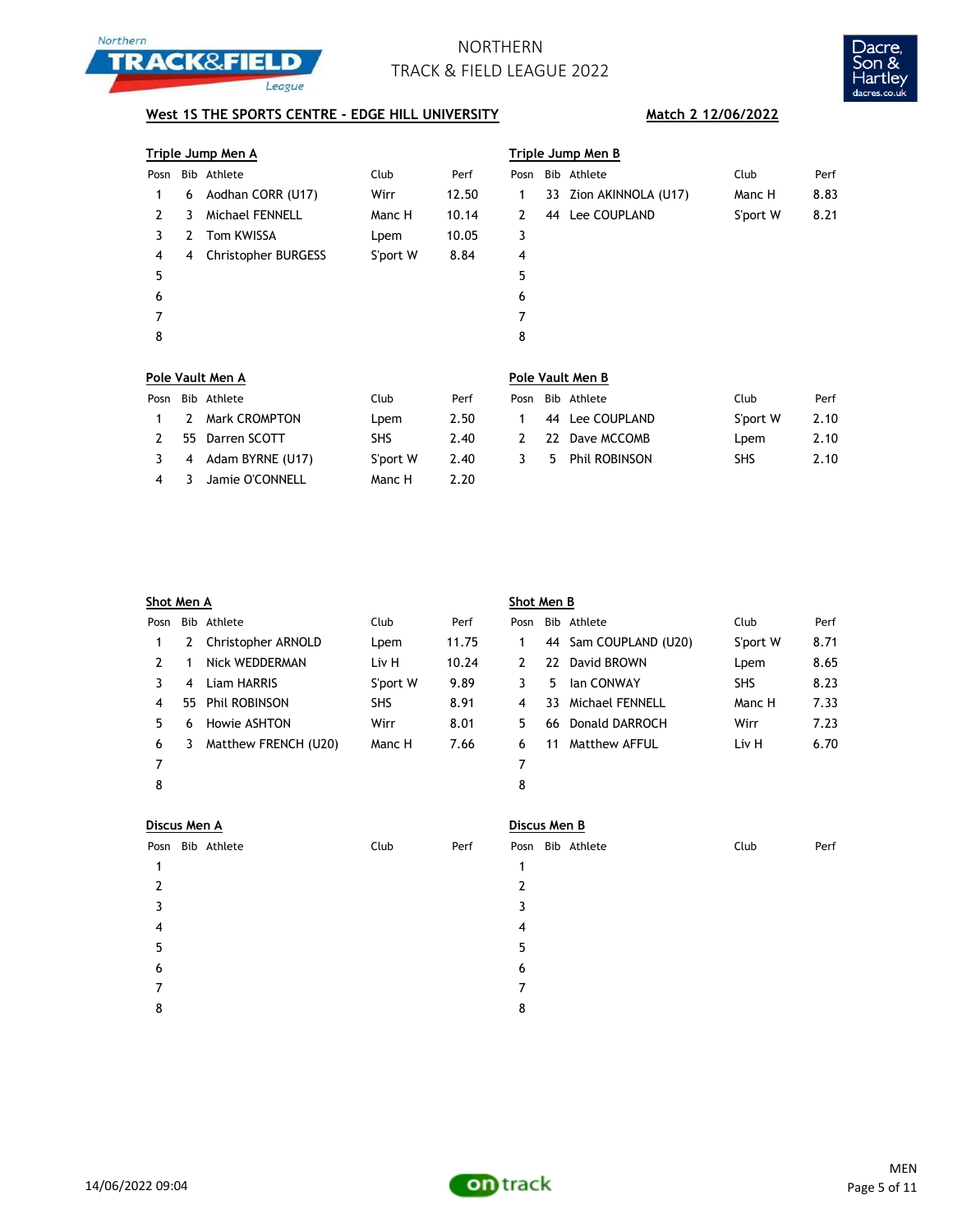# NORTHERN TRACK & FIELD LEAGUE 2022

**West 1S THE SPORTS CENTRE - EDGE HILL UNIVERSITY** | **Match 2 12/06/2022**

## Triple Jump Men A

| Posn | Bib | Athlete | Club | Perf |
|---|---|---|---|---|
| 1 | 6 | Aodhan CORR (U17) | Wirr | 12.50 |
| 2 | 3 | Michael FENNELL | Manc H | 10.14 |
| 3 | 2 | Tom KWISSA | Lpem | 10.05 |
| 4 | 4 | Christopher BURGESS | S'port W | 8.84 |
| 5 | | | | |
| 6 | | | | |
| 7 | | | | |
| 8 | | | | |

## Triple Jump Men B

| Posn | Bib | Athlete | Club | Perf |
|---|---|---|---|---|
| 1 | 33 | Zion AKINNOLA (U17) | Manc H | 8.83 |
| 2 | 44 | Lee COUPLAND | S'port W | 8.21 |
| 3 | | | | |
| 4 | | | | |
| 5 | | | | |
| 6 | | | | |
| 7 | | | | |
| 8 | | | | |

## Pole Vault Men A

| Posn | Bib | Athlete | Club | Perf |
|---|---|---|---|---|
| 1 | 2 | Mark CROMPTON | Lpem | 2.50 |
| 2 | 55 | Darren SCOTT | SHS | 2.40 |
| 3 | 4 | Adam BYRNE (U17) | S'port W | 2.40 |
| 4 | 3 | Jamie O'CONNELL | Manc H | 2.20 |

## Pole Vault Men B

| Posn | Bib | Athlete | Club | Perf |
|---|---|---|---|---|
| 1 | 44 | Lee COUPLAND | S'port W | 2.10 |
| 2 | 22 | Dave MCCOMB | Lpem | 2.10 |
| 3 | 5 | Phil ROBINSON | SHS | 2.10 |

## Shot Men A

| Posn | Bib | Athlete | Club | Perf |
|---|---|---|---|---|
| 1 | 2 | Christopher ARNOLD | Lpem | 11.75 |
| 2 | 1 | Nick WEDDERMAN | Liv H | 10.24 |
| 3 | 4 | Liam HARRIS | S'port W | 9.89 |
| 4 | 55 | Phil ROBINSON | SHS | 8.91 |
| 5 | 6 | Howie ASHTON | Wirr | 8.01 |
| 6 | 3 | Matthew FRENCH (U20) | Manc H | 7.66 |
| 7 | | | | |
| 8 | | | | |

## Shot Men B

| Posn | Bib | Athlete | Club | Perf |
|---|---|---|---|---|
| 1 | 44 | Sam COUPLAND (U20) | S'port W | 8.71 |
| 2 | 22 | David BROWN | Lpem | 8.65 |
| 3 | 5 | Ian CONWAY | SHS | 8.23 |
| 4 | 33 | Michael FENNELL | Manc H | 7.33 |
| 5 | 66 | Donald DARROCH | Wirr | 7.23 |
| 6 | 11 | Matthew AFFUL | Liv H | 6.70 |
| 7 | | | | |
| 8 | | | | |

## Discus Men A

| Posn | Bib | Athlete | Club | Perf |
|---|---|---|---|---|
| 1 | | | | |
| 2 | | | | |
| 3 | | | | |
| 4 | | | | |
| 5 | | | | |
| 6 | | | | |
| 7 | | | | |
| 8 | | | | |

## Discus Men B

| Posn | Bib | Athlete | Club | Perf |
|---|---|---|---|---|
| 1 | | | | |
| 2 | | | | |
| 3 | | | | |
| 4 | | | | |
| 5 | | | | |
| 6 | | | | |
| 7 | | | | |
| 8 | | | | |

14/06/2022 09:04

MEN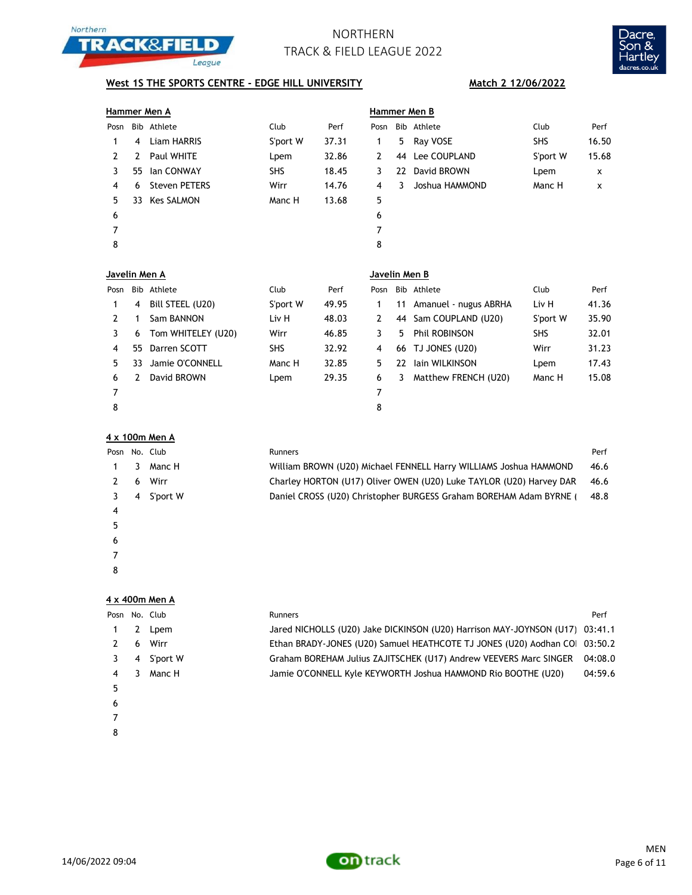# NORTHERN TRACK & FIELD LEAGUE 2022

**West 1S THE SPORTS CENTRE - EDGE HILL UNIVERSITY** **Match 2 12/06/2022**

## Hammer Men A

| Posn | Bib | Athlete | Club | Perf |
|---|---|---|---|---|
| 1 | 4 | Liam HARRIS | S'port W | 37.31 |
| 2 | 2 | Paul WHITE | Lpem | 32.86 |
| 3 | 55 | Ian CONWAY | SHS | 18.45 |
| 4 | 6 | Steven PETERS | Wirr | 14.76 |
| 5 | 33 | Kes SALMON | Manc H | 13.68 |
| 6 | | | | |
| 7 | | | | |
| 8 | | | | |

## Hammer Men B

| Posn | Bib | Athlete | Club | Perf |
|---|---|---|---|---|
| 1 | 5 | Ray VOSE | SHS | 16.50 |
| 2 | 44 | Lee COUPLAND | S'port W | 15.68 |
| 3 | 22 | David BROWN | Lpem | x |
| 4 | 3 | Joshua HAMMOND | Manc H | x |
| 5 | | | | |
| 6 | | | | |
| 7 | | | | |
| 8 | | | | |

## Javelin Men A

| Posn | Bib | Athlete | Club | Perf |
|---|---|---|---|---|
| 1 | 4 | Bill STEEL (U20) | S'port W | 49.95 |
| 2 | 1 | Sam BANNON | Liv H | 48.03 |
| 3 | 6 | Tom WHITELEY (U20) | Wirr | 46.85 |
| 4 | 55 | Darren SCOTT | SHS | 32.92 |
| 5 | 33 | Jamie O'CONNELL | Manc H | 32.85 |
| 6 | 2 | David BROWN | Lpem | 29.35 |
| 7 | | | | |
| 8 | | | | |

## Javelin Men B

| Posn | Bib | Athlete | Club | Perf |
|---|---|---|---|---|
| 1 | 11 | Amanuel - nugus ABRHA | Liv H | 41.36 |
| 2 | 44 | Sam COUPLAND (U20) | S'port W | 35.90 |
| 3 | 5 | Phil ROBINSON | SHS | 32.01 |
| 4 | 66 | TJ JONES (U20) | Wirr | 31.23 |
| 5 | 22 | Iain WILKINSON | Lpem | 17.43 |
| 6 | 3 | Matthew FRENCH (U20) | Manc H | 15.08 |
| 7 | | | | |
| 8 | | | | |

## 4 x 100m Men A

| Posn | No. | Club | Runners | Perf |
|---|---|---|---|---|
| 1 | 3 | Manc H | William BROWN (U20) Michael FENNELL Harry WILLIAMS Joshua HAMMOND | 46.6 |
| 2 | 6 | Wirr | Charley HORTON (U17) Oliver OWEN (U20) Luke TAYLOR (U20) Harvey DAR | 46.6 |
| 3 | 4 | S'port W | Daniel CROSS (U20) Christopher BURGESS Graham BOREHAM Adam BYRNE ( | 48.8 |
| 4 | | | | |
| 5 | | | | |
| 6 | | | | |
| 7 | | | | |
| 8 | | | | |

## 4 x 400m Men A

| Posn | No. | Club | Runners | Perf |
|---|---|---|---|---|
| 1 | 2 | Lpem | Jared NICHOLLS (U20) Jake DICKINSON (U20) Harrison MAY-JOYNSON (U17) | 03:41.1 |
| 2 | 6 | Wirr | Ethan BRADY-JONES (U20) Samuel HEATHCOTE TJ JONES (U20) Aodhan COI | 03:50.2 |
| 3 | 4 | S'port W | Graham BOREHAM Julius ZAJITSCHEK (U17) Andrew VEEVERS Marc SINGER | 04:08.0 |
| 4 | 3 | Manc H | Jamie O'CONNELL Kyle KEYWORTH Joshua HAMMOND Rio BOOTHE (U20) | 04:59.6 |
| 5 | | | | |
| 6 | | | | |
| 7 | | | | |
| 8 | | | | |

14/06/2022 09:04

MEN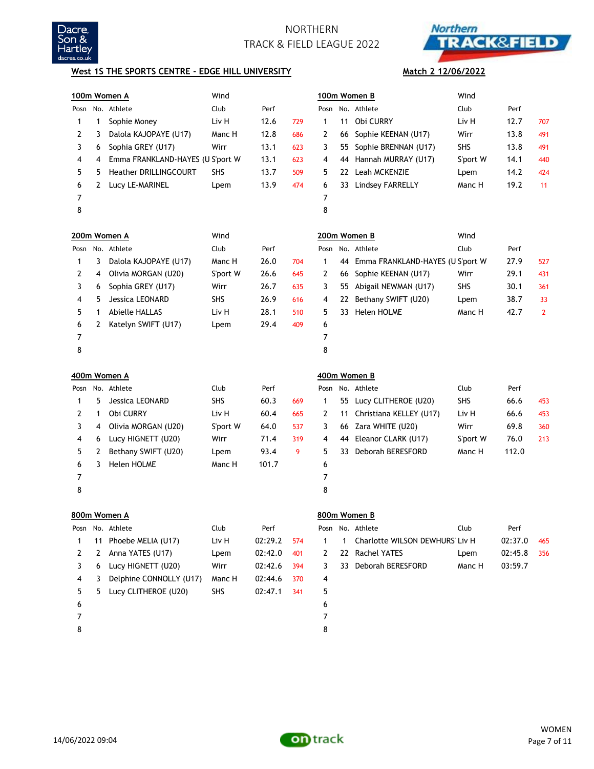NORTHERN
TRACK & FIELD LEAGUE 2022

**West 1S THE SPORTS CENTRE - EDGE HILL UNIVERSITY** — **Match 2 12/06/2022**

### 100m Women A

Wind

| Posn | No. | Athlete | Club | Perf | |
|---|---|---|---|---|---|
| 1 | 1 | Sophie Money | Liv H | 12.6 | 729 |
| 2 | 3 | Dalola KAJOPAYE (U17) | Manc H | 12.8 | 686 |
| 3 | 6 | Sophia GREY (U17) | Wirr | 13.1 | 623 |
| 4 | 4 | Emma FRANKLAND-HAYES (U | S'port W | 13.1 | 623 |
| 5 | 5 | Heather DRILLINGCOURT | SHS | 13.7 | 509 |
| 6 | 2 | Lucy LE-MARINEL | Lpem | 13.9 | 474 |
| 7 | | | | | |
| 8 | | | | | |

### 100m Women B

Wind

| Posn | No. | Athlete | Club | Perf | |
|---|---|---|---|---|---|
| 1 | 11 | Obi CURRY | Liv H | 12.7 | 707 |
| 2 | 66 | Sophie KEENAN (U17) | Wirr | 13.8 | 491 |
| 3 | 55 | Sophie BRENNAN (U17) | SHS | 13.8 | 491 |
| 4 | 44 | Hannah MURRAY (U17) | S'port W | 14.1 | 440 |
| 5 | 22 | Leah MCKENZIE | Lpem | 14.2 | 424 |
| 6 | 33 | Lindsey FARRELLY | Manc H | 19.2 | 11 |
| 7 | | | | | |
| 8 | | | | | |

### 200m Women A

Wind

| Posn | No. | Athlete | Club | Perf | |
|---|---|---|---|---|---|
| 1 | 3 | Dalola KAJOPAYE (U17) | Manc H | 26.0 | 704 |
| 2 | 4 | Olivia MORGAN (U20) | S'port W | 26.6 | 645 |
| 3 | 6 | Sophia GREY (U17) | Wirr | 26.7 | 635 |
| 4 | 5 | Jessica LEONARD | SHS | 26.9 | 616 |
| 5 | 1 | Abielle HALLAS | Liv H | 28.1 | 510 |
| 6 | 2 | Katelyn SWIFT (U17) | Lpem | 29.4 | 409 |
| 7 | | | | | |
| 8 | | | | | |

### 200m Women B

Wind

| Posn | No. | Athlete | Club | Perf | |
|---|---|---|---|---|---|
| 1 | 44 | Emma FRANKLAND-HAYES (U | S'port W | 27.9 | 527 |
| 2 | 66 | Sophie KEENAN (U17) | Wirr | 29.1 | 431 |
| 3 | 55 | Abigail NEWMAN (U17) | SHS | 30.1 | 361 |
| 4 | 22 | Bethany SWIFT (U20) | Lpem | 38.7 | 33 |
| 5 | 33 | Helen HOLME | Manc H | 42.7 | 2 |
| 6 | | | | | |
| 7 | | | | | |
| 8 | | | | | |

### 400m Women A

| Posn | No. | Athlete | Club | Perf | |
|---|---|---|---|---|---|
| 1 | 5 | Jessica LEONARD | SHS | 60.3 | 669 |
| 2 | 1 | Obi CURRY | Liv H | 60.4 | 665 |
| 3 | 4 | Olivia MORGAN (U20) | S'port W | 64.0 | 537 |
| 4 | 6 | Lucy HIGNETT (U20) | Wirr | 71.4 | 319 |
| 5 | 2 | Bethany SWIFT (U20) | Lpem | 93.4 | 9 |
| 6 | 3 | Helen HOLME | Manc H | 101.7 | |
| 7 | | | | | |
| 8 | | | | | |

### 400m Women B

| Posn | No. | Athlete | Club | Perf | |
|---|---|---|---|---|---|
| 1 | 55 | Lucy CLITHEROE (U20) | SHS | 66.6 | 453 |
| 2 | 11 | Christiana KELLEY (U17) | Liv H | 66.6 | 453 |
| 3 | 66 | Zara WHITE (U20) | Wirr | 69.8 | 360 |
| 4 | 44 | Eleanor CLARK (U17) | S'port W | 76.0 | 213 |
| 5 | 33 | Deborah BERESFORD | Manc H | 112.0 | |
| 6 | | | | | |
| 7 | | | | | |
| 8 | | | | | |

### 800m Women A

| Posn | No. | Athlete | Club | Perf | |
|---|---|---|---|---|---|
| 1 | 11 | Phoebe MELIA (U17) | Liv H | 02:29.2 | 574 |
| 2 | 2 | Anna YATES (U17) | Lpem | 02:42.0 | 401 |
| 3 | 6 | Lucy HIGNETT (U20) | Wirr | 02:42.6 | 394 |
| 4 | 3 | Delphine CONNOLLY (U17) | Manc H | 02:44.6 | 370 |
| 5 | 5 | Lucy CLITHEROE (U20) | SHS | 02:47.1 | 341 |
| 6 | | | | | |
| 7 | | | | | |
| 8 | | | | | |

### 800m Women B

| Posn | No. | Athlete | Club | Perf | |
|---|---|---|---|---|---|
| 1 | 1 | Charlotte WILSON DEWHURS | Liv H | 02:37.0 | 465 |
| 2 | 22 | Rachel YATES | Lpem | 02:45.8 | 356 |
| 3 | 33 | Deborah BERESFORD | Manc H | 03:59.7 | |
| 4 | | | | | |
| 5 | | | | | |
| 6 | | | | | |
| 7 | | | | | |
| 8 | | | | | |

14/06/2022 09:04

WOMEN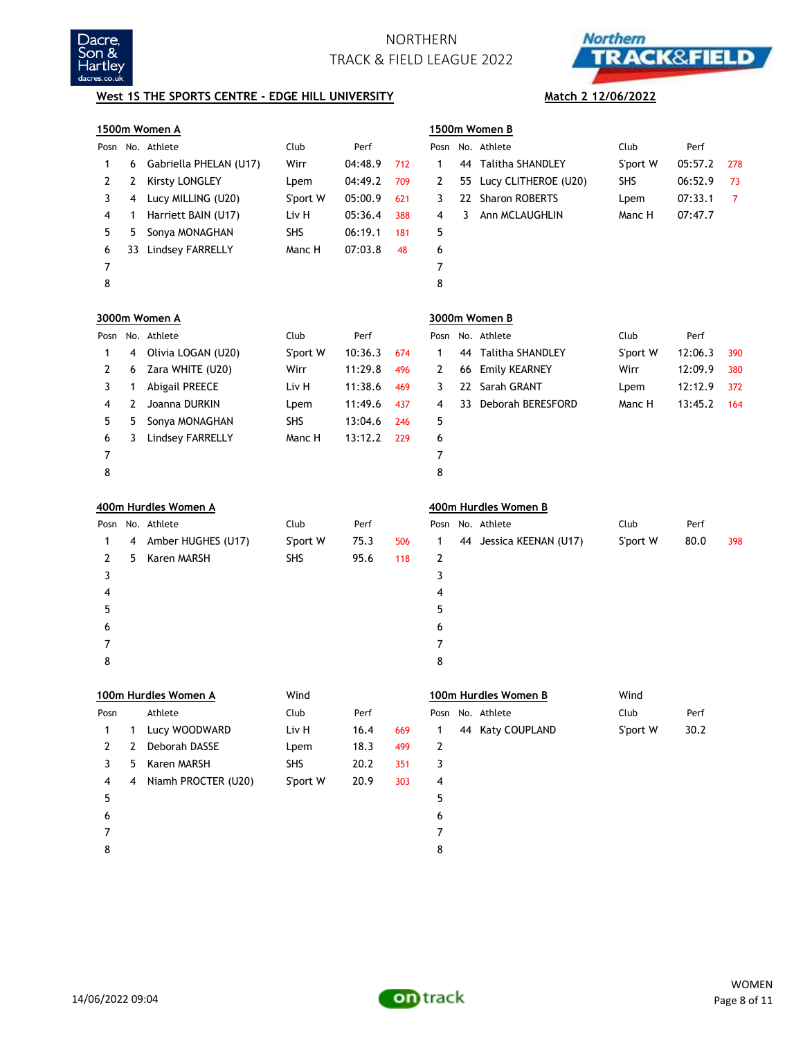NORTHERN
TRACK & FIELD LEAGUE 2022

**West 1S THE SPORTS CENTRE - EDGE HILL UNIVERSITY** **Match 2 12/06/2022**

**1500m Women A**

| Posn | No. | Athlete | Club | Perf | |
|---|---|---|---|---|---|
| 1 | 6 | Gabriella PHELAN (U17) | Wirr | 04:48.9 | 712 |
| 2 | 2 | Kirsty LONGLEY | Lpem | 04:49.2 | 709 |
| 3 | 4 | Lucy MILLING (U20) | S'port W | 05:00.9 | 621 |
| 4 | 1 | Harriett BAIN (U17) | Liv H | 05:36.4 | 388 |
| 5 | 5 | Sonya MONAGHAN | SHS | 06:19.1 | 181 |
| 6 | 33 | Lindsey FARRELLY | Manc H | 07:03.8 | 48 |
| 7 | | | | | |
| 8 | | | | | |

**1500m Women B**

| Posn | No. | Athlete | Club | Perf | |
|---|---|---|---|---|---|
| 1 | 44 | Talitha SHANDLEY | S'port W | 05:57.2 | 278 |
| 2 | 55 | Lucy CLITHEROE (U20) | SHS | 06:52.9 | 73 |
| 3 | 22 | Sharon ROBERTS | Lpem | 07:33.1 | 7 |
| 4 | 3 | Ann MCLAUGHLIN | Manc H | 07:47.7 | |
| 5 | | | | | |
| 6 | | | | | |
| 7 | | | | | |
| 8 | | | | | |

**3000m Women A**

| Posn | No. | Athlete | Club | Perf | |
|---|---|---|---|---|---|
| 1 | 4 | Olivia LOGAN (U20) | S'port W | 10:36.3 | 674 |
| 2 | 6 | Zara WHITE (U20) | Wirr | 11:29.8 | 496 |
| 3 | 1 | Abigail PREECE | Liv H | 11:38.6 | 469 |
| 4 | 2 | Joanna DURKIN | Lpem | 11:49.6 | 437 |
| 5 | 5 | Sonya MONAGHAN | SHS | 13:04.6 | 246 |
| 6 | 3 | Lindsey FARRELLY | Manc H | 13:12.2 | 229 |
| 7 | | | | | |
| 8 | | | | | |

**3000m Women B**

| Posn | No. | Athlete | Club | Perf | |
|---|---|---|---|---|---|
| 1 | 44 | Talitha SHANDLEY | S'port W | 12:06.3 | 390 |
| 2 | 66 | Emily KEARNEY | Wirr | 12:09.9 | 380 |
| 3 | 22 | Sarah GRANT | Lpem | 12:12.9 | 372 |
| 4 | 33 | Deborah BERESFORD | Manc H | 13:45.2 | 164 |
| 5 | | | | | |
| 6 | | | | | |
| 7 | | | | | |
| 8 | | | | | |

**400m Hurdles Women A**

| Posn | No. | Athlete | Club | Perf | |
|---|---|---|---|---|---|
| 1 | 4 | Amber HUGHES (U17) | S'port W | 75.3 | 506 |
| 2 | 5 | Karen MARSH | SHS | 95.6 | 118 |
| 3 | | | | | |
| 4 | | | | | |
| 5 | | | | | |
| 6 | | | | | |
| 7 | | | | | |
| 8 | | | | | |

**400m Hurdles Women B**

| Posn | No. | Athlete | Club | Perf | |
|---|---|---|---|---|---|
| 1 | 44 | Jessica KEENAN (U17) | S'port W | 80.0 | 398 |
| 2 | | | | | |
| 3 | | | | | |
| 4 | | | | | |
| 5 | | | | | |
| 6 | | | | | |
| 7 | | | | | |
| 8 | | | | | |

**100m Hurdles Women A** Wind

| Posn | | Athlete | Club | Perf | |
|---|---|---|---|---|---|
| 1 | 1 | Lucy WOODWARD | Liv H | 16.4 | 669 |
| 2 | 2 | Deborah DASSE | Lpem | 18.3 | 499 |
| 3 | 5 | Karen MARSH | SHS | 20.2 | 351 |
| 4 | 4 | Niamh PROCTER (U20) | S'port W | 20.9 | 303 |
| 5 | | | | | |
| 6 | | | | | |
| 7 | | | | | |
| 8 | | | | | |

**100m Hurdles Women B** Wind

| Posn | No. | Athlete | Club | Perf | |
|---|---|---|---|---|---|
| 1 | 44 | Katy COUPLAND | S'port W | 30.2 | |
| 2 | | | | | |
| 3 | | | | | |
| 4 | | | | | |
| 5 | | | | | |
| 6 | | | | | |
| 7 | | | | | |
| 8 | | | | | |

14/06/2022 09:04

WOMEN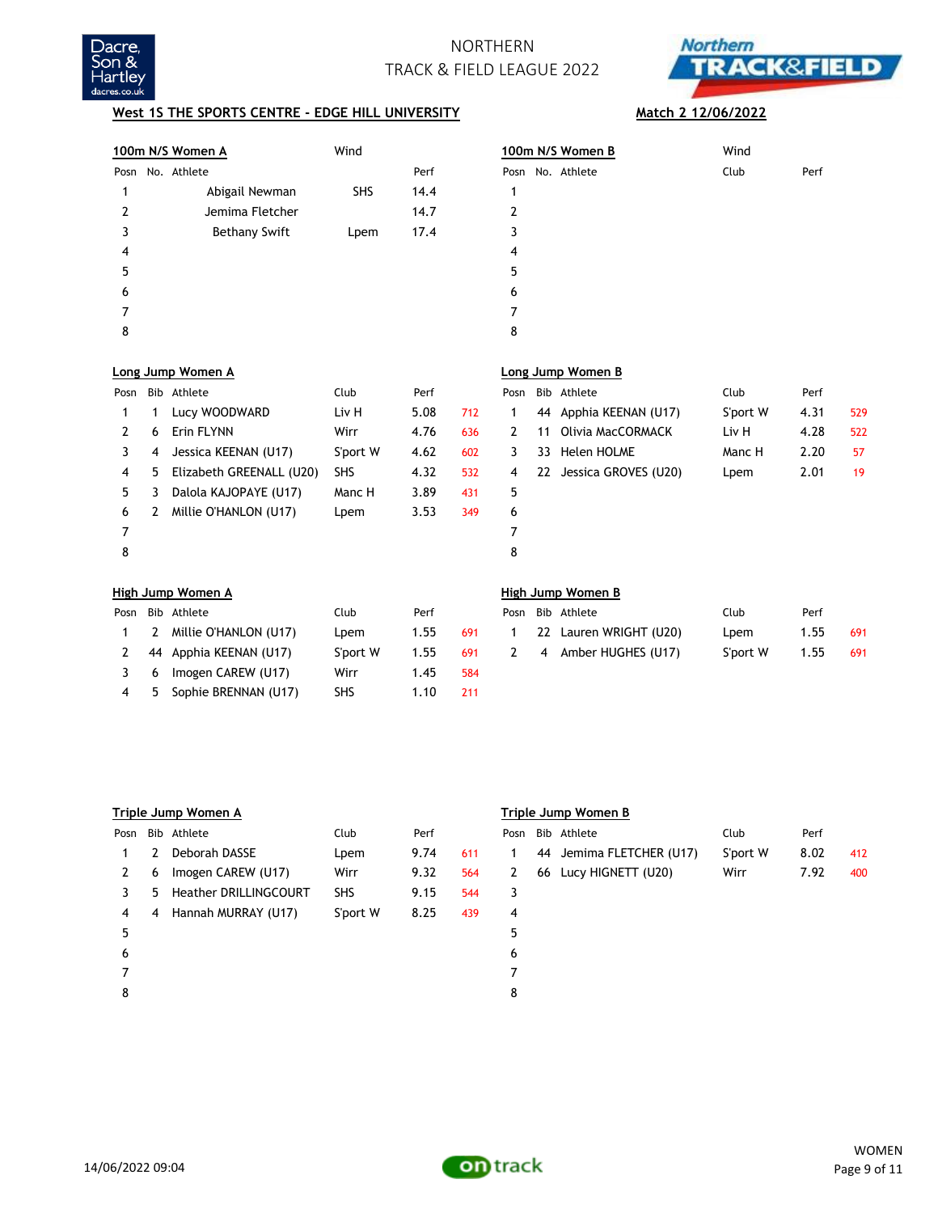NORTHERN
TRACK & FIELD LEAGUE 2022

**West 1S THE SPORTS CENTRE - EDGE HILL UNIVERSITY** — **Match 2 12/06/2022**

### 100m N/S Women A

Wind

| Posn | No. | Athlete | Club | Perf |
|---|---|---|---|---|
| 1 | | Abigail Newman | SHS | 14.4 |
| 2 | | Jemima Fletcher | | 14.7 |
| 3 | | Bethany Swift | Lpem | 17.4 |
| 4 | | | | |
| 5 | | | | |
| 6 | | | | |
| 7 | | | | |
| 8 | | | | |

### 100m N/S Women B

Wind

| Posn | No. | Athlete | Club | Perf |
|---|---|---|---|---|
| 1 | | | | |
| 2 | | | | |
| 3 | | | | |
| 4 | | | | |
| 5 | | | | |
| 6 | | | | |
| 7 | | | | |
| 8 | | | | |

### Long Jump Women A

| Posn | Bib | Athlete | Club | Perf | |
|---|---|---|---|---|---|
| 1 | 1 | Lucy WOODWARD | Liv H | 5.08 | 712 |
| 2 | 6 | Erin FLYNN | Wirr | 4.76 | 636 |
| 3 | 4 | Jessica KEENAN (U17) | S'port W | 4.62 | 602 |
| 4 | 5 | Elizabeth GREENALL (U20) | SHS | 4.32 | 532 |
| 5 | 3 | Dalola KAJOPAYE (U17) | Manc H | 3.89 | 431 |
| 6 | 2 | Millie O'HANLON (U17) | Lpem | 3.53 | 349 |
| 7 | | | | | |
| 8 | | | | | |

### Long Jump Women B

| Posn | Bib | Athlete | Club | Perf | |
|---|---|---|---|---|---|
| 1 | 44 | Apphia KEENAN (U17) | S'port W | 4.31 | 529 |
| 2 | 11 | Olivia MacCORMACK | Liv H | 4.28 | 522 |
| 3 | 33 | Helen HOLME | Manc H | 2.20 | 57 |
| 4 | 22 | Jessica GROVES (U20) | Lpem | 2.01 | 19 |
| 5 | | | | | |
| 6 | | | | | |
| 7 | | | | | |
| 8 | | | | | |

### High Jump Women A

| Posn | Bib | Athlete | Club | Perf | |
|---|---|---|---|---|---|
| 1 | 2 | Millie O'HANLON (U17) | Lpem | 1.55 | 691 |
| 2 | 44 | Apphia KEENAN (U17) | S'port W | 1.55 | 691 |
| 3 | 6 | Imogen CAREW (U17) | Wirr | 1.45 | 584 |
| 4 | 5 | Sophie BRENNAN (U17) | SHS | 1.10 | 211 |

### High Jump Women B

| Posn | Bib | Athlete | Club | Perf | |
|---|---|---|---|---|---|
| 1 | 22 | Lauren WRIGHT (U20) | Lpem | 1.55 | 691 |
| 2 | 4 | Amber HUGHES (U17) | S'port W | 1.55 | 691 |

### Triple Jump Women A

| Posn | Bib | Athlete | Club | Perf | |
|---|---|---|---|---|---|
| 1 | 2 | Deborah DASSE | Lpem | 9.74 | 611 |
| 2 | 6 | Imogen CAREW (U17) | Wirr | 9.32 | 564 |
| 3 | 5 | Heather DRILLINGCOURT | SHS | 9.15 | 544 |
| 4 | 4 | Hannah MURRAY (U17) | S'port W | 8.25 | 439 |
| 5 | | | | | |
| 6 | | | | | |
| 7 | | | | | |
| 8 | | | | | |

### Triple Jump Women B

| Posn | Bib | Athlete | Club | Perf | |
|---|---|---|---|---|---|
| 1 | 44 | Jemima FLETCHER (U17) | S'port W | 8.02 | 412 |
| 2 | 66 | Lucy HIGNETT (U20) | Wirr | 7.92 | 400 |
| 3 | | | | | |
| 4 | | | | | |
| 5 | | | | | |
| 6 | | | | | |
| 7 | | | | | |
| 8 | | | | | |

14/06/2022 09:04

WOMEN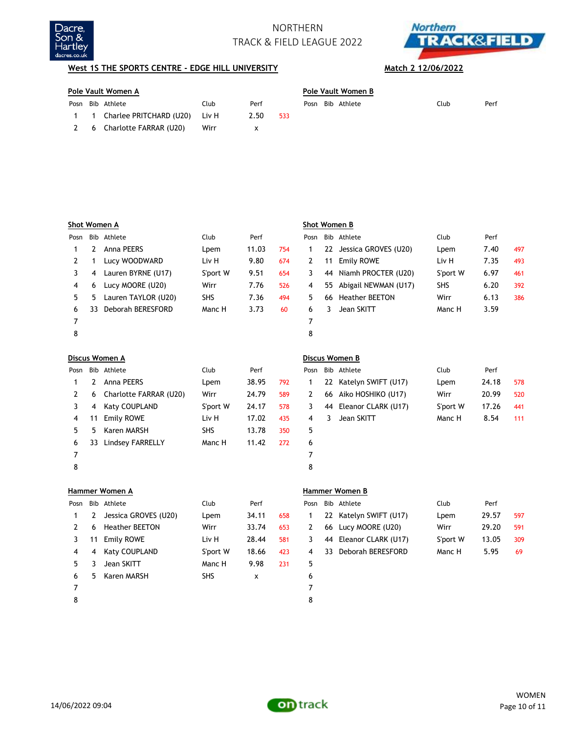NORTHERN
TRACK & FIELD LEAGUE 2022

**West 1S THE SPORTS CENTRE - EDGE HILL UNIVERSITY** **Match 2 12/06/2022**

**Pole Vault Women A**

| Posn | Bib | Athlete | Club | Perf | |
|---|---|---|---|---|---|
| 1 | 1 | Charlee PRITCHARD (U20) | Liv H | 2.50 | 533 |
| 2 | 6 | Charlotte FARRAR (U20) | Wirr | x | |

**Pole Vault Women B**

| Posn | Bib | Athlete | Club | Perf | |
|---|---|---|---|---|---|

**Shot Women A**

| Posn | Bib | Athlete | Club | Perf | |
|---|---|---|---|---|---|
| 1 | 2 | Anna PEERS | Lpem | 11.03 | 754 |
| 2 | 1 | Lucy WOODWARD | Liv H | 9.80 | 674 |
| 3 | 4 | Lauren BYRNE (U17) | S'port W | 9.51 | 654 |
| 4 | 6 | Lucy MOORE (U20) | Wirr | 7.76 | 526 |
| 5 | 5 | Lauren TAYLOR (U20) | SHS | 7.36 | 494 |
| 6 | 33 | Deborah BERESFORD | Manc H | 3.73 | 60 |
| 7 | | | | | |
| 8 | | | | | |

**Shot Women B**

| Posn | Bib | Athlete | Club | Perf | |
|---|---|---|---|---|---|
| 1 | 22 | Jessica GROVES (U20) | Lpem | 7.40 | 497 |
| 2 | 11 | Emily ROWE | Liv H | 7.35 | 493 |
| 3 | 44 | Niamh PROCTER (U20) | S'port W | 6.97 | 461 |
| 4 | 55 | Abigail NEWMAN (U17) | SHS | 6.20 | 392 |
| 5 | 66 | Heather BEETON | Wirr | 6.13 | 386 |
| 6 | 3 | Jean SKITT | Manc H | 3.59 | |
| 7 | | | | | |
| 8 | | | | | |

**Discus Women A**

| Posn | Bib | Athlete | Club | Perf | |
|---|---|---|---|---|---|
| 1 | 2 | Anna PEERS | Lpem | 38.95 | 792 |
| 2 | 6 | Charlotte FARRAR (U20) | Wirr | 24.79 | 589 |
| 3 | 4 | Katy COUPLAND | S'port W | 24.17 | 578 |
| 4 | 11 | Emily ROWE | Liv H | 17.02 | 435 |
| 5 | 5 | Karen MARSH | SHS | 13.78 | 350 |
| 6 | 33 | Lindsey FARRELLY | Manc H | 11.42 | 272 |
| 7 | | | | | |
| 8 | | | | | |

**Discus Women B**

| Posn | Bib | Athlete | Club | Perf | |
|---|---|---|---|---|---|
| 1 | 22 | Katelyn SWIFT (U17) | Lpem | 24.18 | 578 |
| 2 | 66 | Aiko HOSHIKO (U17) | Wirr | 20.99 | 520 |
| 3 | 44 | Eleanor CLARK (U17) | S'port W | 17.26 | 441 |
| 4 | 3 | Jean SKITT | Manc H | 8.54 | 111 |
| 5 | | | | | |
| 6 | | | | | |
| 7 | | | | | |
| 8 | | | | | |

**Hammer Women A**

| Posn | Bib | Athlete | Club | Perf | |
|---|---|---|---|---|---|
| 1 | 2 | Jessica GROVES (U20) | Lpem | 34.11 | 658 |
| 2 | 6 | Heather BEETON | Wirr | 33.74 | 653 |
| 3 | 11 | Emily ROWE | Liv H | 28.44 | 581 |
| 4 | 4 | Katy COUPLAND | S'port W | 18.66 | 423 |
| 5 | 3 | Jean SKITT | Manc H | 9.98 | 231 |
| 6 | 5 | Karen MARSH | SHS | x | |
| 7 | | | | | |
| 8 | | | | | |

**Hammer Women B**

| Posn | Bib | Athlete | Club | Perf | |
|---|---|---|---|---|---|
| 1 | 22 | Katelyn SWIFT (U17) | Lpem | 29.57 | 597 |
| 2 | 66 | Lucy MOORE (U20) | Wirr | 29.20 | 591 |
| 3 | 44 | Eleanor CLARK (U17) | S'port W | 13.05 | 309 |
| 4 | 33 | Deborah BERESFORD | Manc H | 5.95 | 69 |
| 5 | | | | | |
| 6 | | | | | |
| 7 | | | | | |
| 8 | | | | | |

14/06/2022 09:04

WOMEN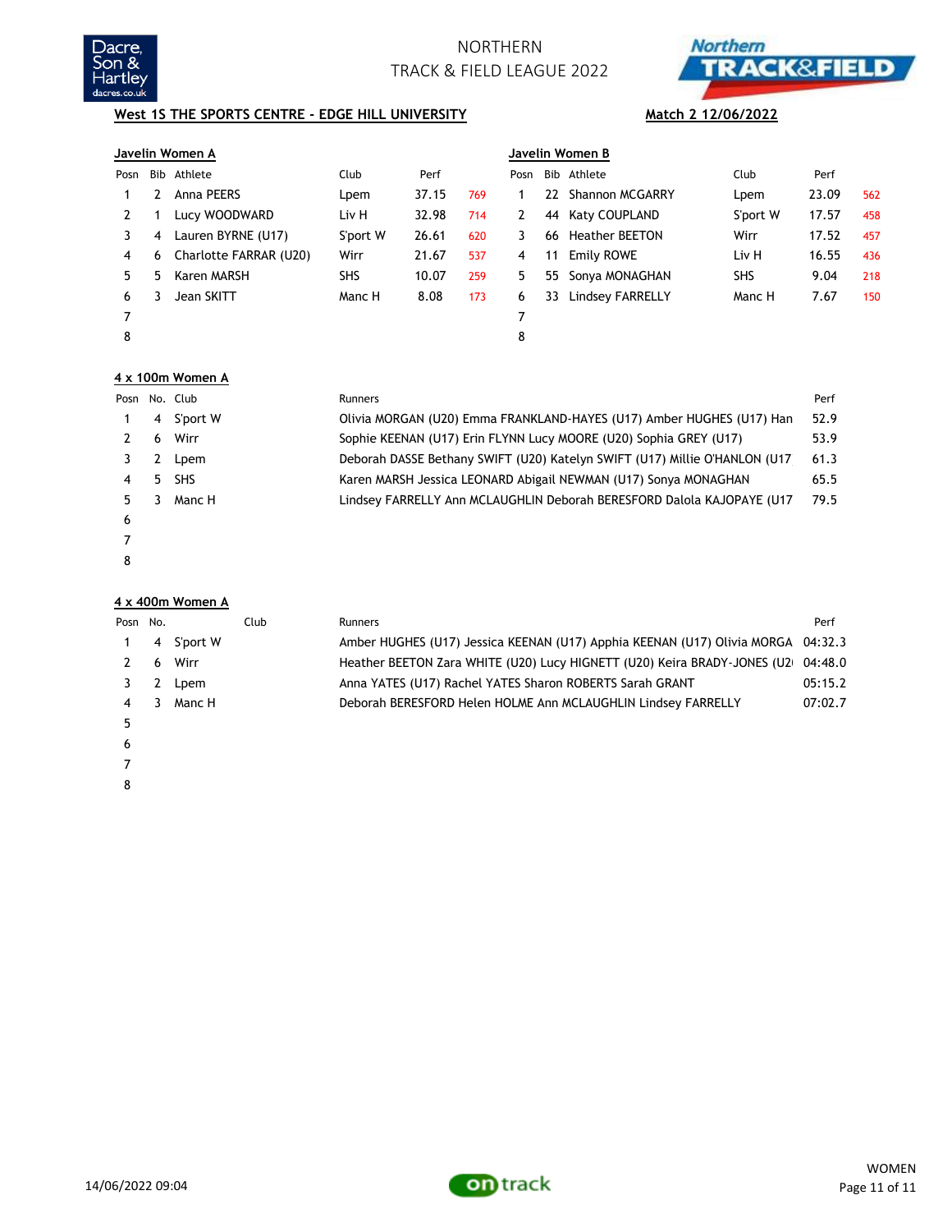# NORTHERN TRACK & FIELD LEAGUE 2022

**West 1S THE SPORTS CENTRE - EDGE HILL UNIVERSITY** **Match 2 12/06/2022**

### Javelin Women A

| Posn | Bib | Athlete | Club | Perf | |
|---|---|---|---|---|---|
| 1 | 2 | Anna PEERS | Lpem | 37.15 | 769 |
| 2 | 1 | Lucy WOODWARD | Liv H | 32.98 | 714 |
| 3 | 4 | Lauren BYRNE (U17) | S'port W | 26.61 | 620 |
| 4 | 6 | Charlotte FARRAR (U20) | Wirr | 21.67 | 537 |
| 5 | 5 | Karen MARSH | SHS | 10.07 | 259 |
| 6 | 3 | Jean SKITT | Manc H | 8.08 | 173 |
| 7 | | | | | |
| 8 | | | | | |

### Javelin Women B

| Posn | Bib | Athlete | Club | Perf | |
|---|---|---|---|---|---|
| 1 | 22 | Shannon MCGARRY | Lpem | 23.09 | 562 |
| 2 | 44 | Katy COUPLAND | S'port W | 17.57 | 458 |
| 3 | 66 | Heather BEETON | Wirr | 17.52 | 457 |
| 4 | 11 | Emily ROWE | Liv H | 16.55 | 436 |
| 5 | 55 | Sonya MONAGHAN | SHS | 9.04 | 218 |
| 6 | 33 | Lindsey FARRELLY | Manc H | 7.67 | 150 |
| 7 | | | | | |
| 8 | | | | | |

### 4 x 100m Women A

| Posn | No. | Club | Runners | Perf |
|---|---|---|---|---|
| 1 | 4 | S'port W | Olivia MORGAN (U20) Emma FRANKLAND-HAYES (U17) Amber HUGHES (U17) Han | 52.9 |
| 2 | 6 | Wirr | Sophie KEENAN (U17) Erin FLYNN Lucy MOORE (U20) Sophia GREY (U17) | 53.9 |
| 3 | 2 | Lpem | Deborah DASSE Bethany SWIFT (U20) Katelyn SWIFT (U17) Millie O'HANLON (U17 | 61.3 |
| 4 | 5 | SHS | Karen MARSH Jessica LEONARD Abigail NEWMAN (U17) Sonya MONAGHAN | 65.5 |
| 5 | 3 | Manc H | Lindsey FARRELLY Ann MCLAUGHLIN Deborah BERESFORD Dalola KAJOPAYE (U17 | 79.5 |
| 6 | | | | |
| 7 | | | | |
| 8 | | | | |

### 4 x 400m Women A

| Posn | No. | Club | Runners | Perf |
|---|---|---|---|---|
| 1 | 4 | S'port W | Amber HUGHES (U17) Jessica KEENAN (U17) Apphia KEENAN (U17) Olivia MORGA | 04:32.3 |
| 2 | 6 | Wirr | Heather BEETON Zara WHITE (U20) Lucy HIGNETT (U20) Keira BRADY-JONES (U2 | 04:48.0 |
| 3 | 2 | Lpem | Anna YATES (U17) Rachel YATES Sharon ROBERTS Sarah GRANT | 05:15.2 |
| 4 | 3 | Manc H | Deborah BERESFORD Helen HOLME Ann MCLAUGHLIN Lindsey FARRELLY | 07:02.7 |
| 5 | | | | |
| 6 | | | | |
| 7 | | | | |
| 8 | | | | |